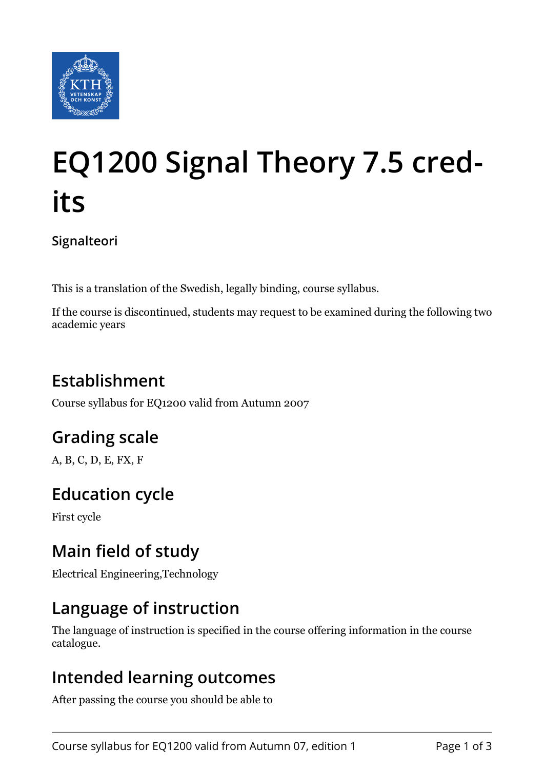# EQ1200 Signal Theory 7.5 credits

**Signalteori**

This is a translation of the Swedish, legally binding, course syllabus.

If the course is discontinued, students may request to be examined during the following two academic years

## Establishment

Course syllabus for EQ1200 valid from Autumn 2007

## Grading scale

A, B, C, D, E, FX, F

## Education cycle

First cycle

## Main field of study

Electrical Engineering,Technology

## Language of instruction

The language of instruction is specified in the course offering information in the course catalogue.

## Intended learning outcomes

After passing the course you should be able to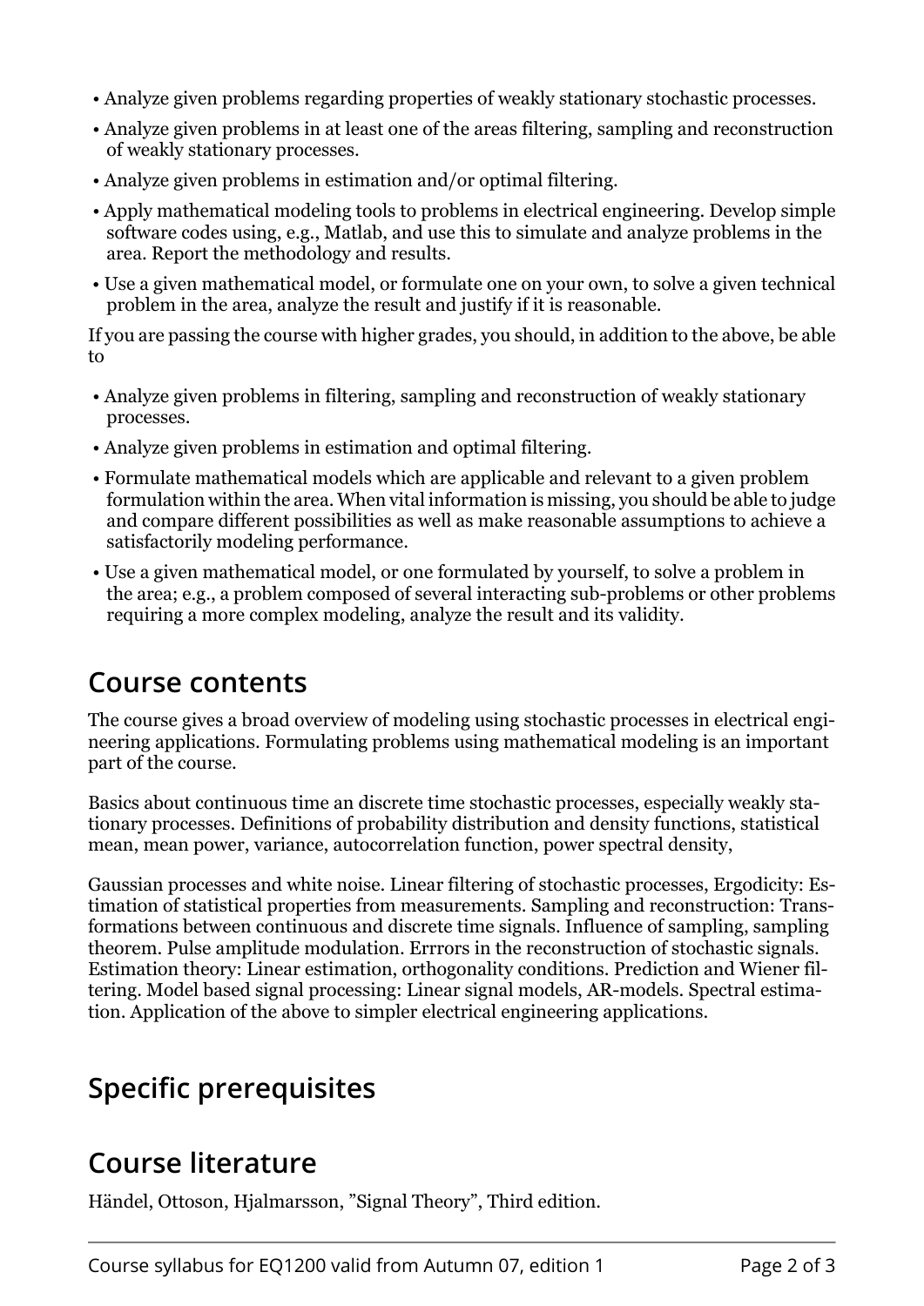- Analyze given problems regarding properties of weakly stationary stochastic processes.
- Analyze given problems in at least one of the areas filtering, sampling and reconstruction of weakly stationary processes.
- Analyze given problems in estimation and/or optimal filtering.
- Apply mathematical modeling tools to problems in electrical engineering. Develop simple software codes using, e.g., Matlab, and use this to simulate and analyze problems in the area. Report the methodology and results.
- Use a given mathematical model, or formulate one on your own, to solve a given technical problem in the area, analyze the result and justify if it is reasonable.

If you are passing the course with higher grades, you should, in addition to the above, be able to

- Analyze given problems in filtering, sampling and reconstruction of weakly stationary processes.
- Analyze given problems in estimation and optimal filtering.
- Formulate mathematical models which are applicable and relevant to a given problem formulation within the area. When vital information is missing, you should be able to judge and compare different possibilities as well as make reasonable assumptions to achieve a satisfactorily modeling performance.
- Use a given mathematical model, or one formulated by yourself, to solve a problem in the area; e.g., a problem composed of several interacting sub-problems or other problems requiring a more complex modeling, analyze the result and its validity.

## Course contents

The course gives a broad overview of modeling using stochastic processes in electrical engineering applications. Formulating problems using mathematical modeling is an important part of the course.

Basics about continuous time an discrete time stochastic processes, especially weakly stationary processes. Definitions of probability distribution and density functions, statistical mean, mean power, variance, autocorrelation function, power spectral density,

Gaussian processes and white noise. Linear filtering of stochastic processes, Ergodicity: Estimation of statistical properties from measurements. Sampling and reconstruction: Transformations between continuous and discrete time signals. Influence of sampling, sampling theorem. Pulse amplitude modulation. Errrors in the reconstruction of stochastic signals. Estimation theory: Linear estimation, orthogonality conditions. Prediction and Wiener filtering. Model based signal processing: Linear signal models, AR-models. Spectral estimation. Application of the above to simpler electrical engineering applications.

## Specific prerequisites

## Course literature

Händel, Ottoson, Hjalmarsson, "Signal Theory", Third edition.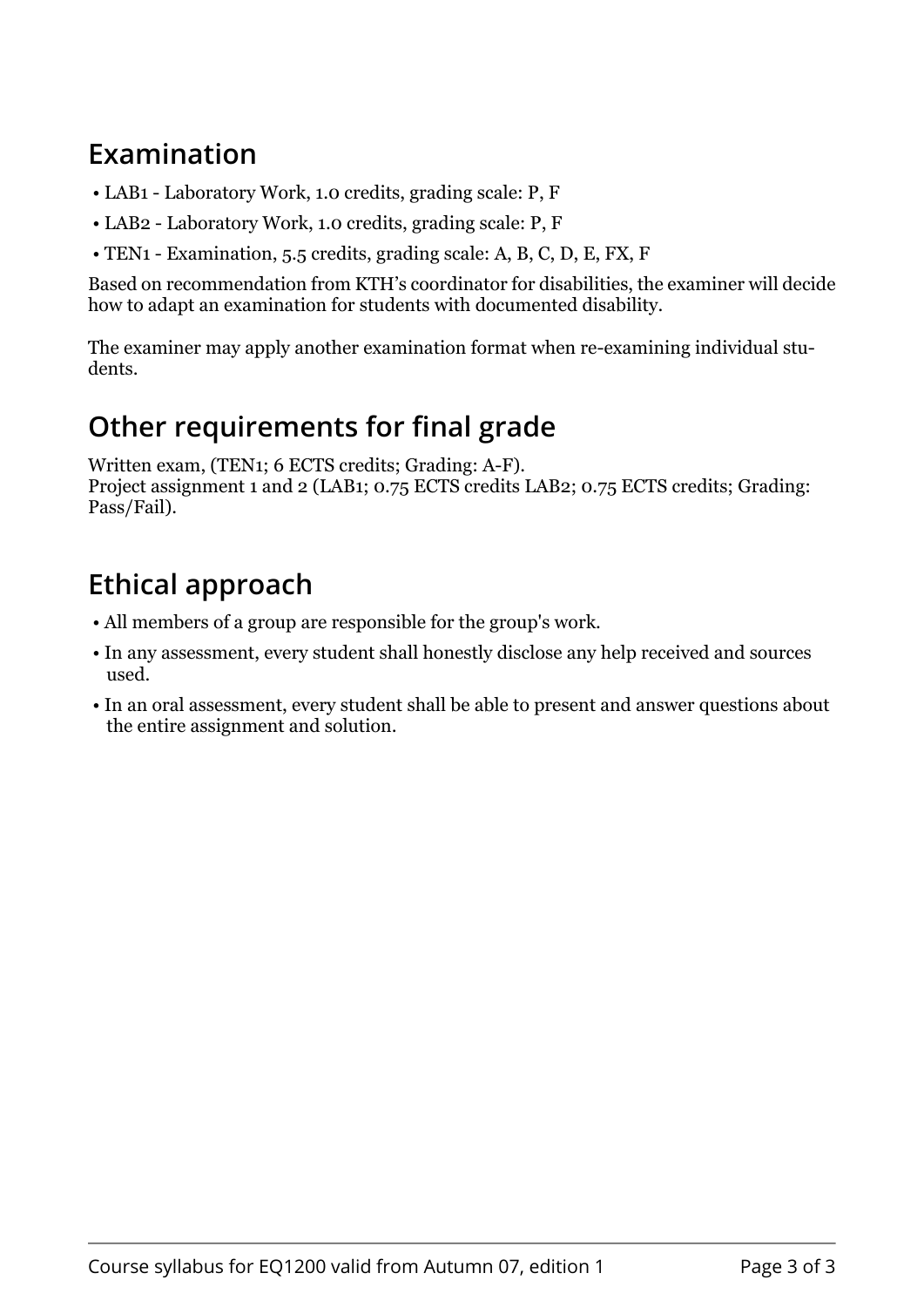## Examination

- LAB1 - Laboratory Work, 1.0 credits, grading scale: P, F
- LAB2 - Laboratory Work, 1.0 credits, grading scale: P, F
- TEN1 - Examination, 5.5 credits, grading scale: A, B, C, D, E, FX, F

Based on recommendation from KTH's coordinator for disabilities, the examiner will decide how to adapt an examination for students with documented disability.

The examiner may apply another examination format when re-examining individual students.

## Other requirements for final grade

Written exam, (TEN1; 6 ECTS credits; Grading: A-F).
Project assignment 1 and 2 (LAB1; 0.75 ECTS credits LAB2; 0.75 ECTS credits; Grading: Pass/Fail).

## Ethical approach

- All members of a group are responsible for the group's work.
- In any assessment, every student shall honestly disclose any help received and sources used.
- In an oral assessment, every student shall be able to present and answer questions about the entire assignment and solution.